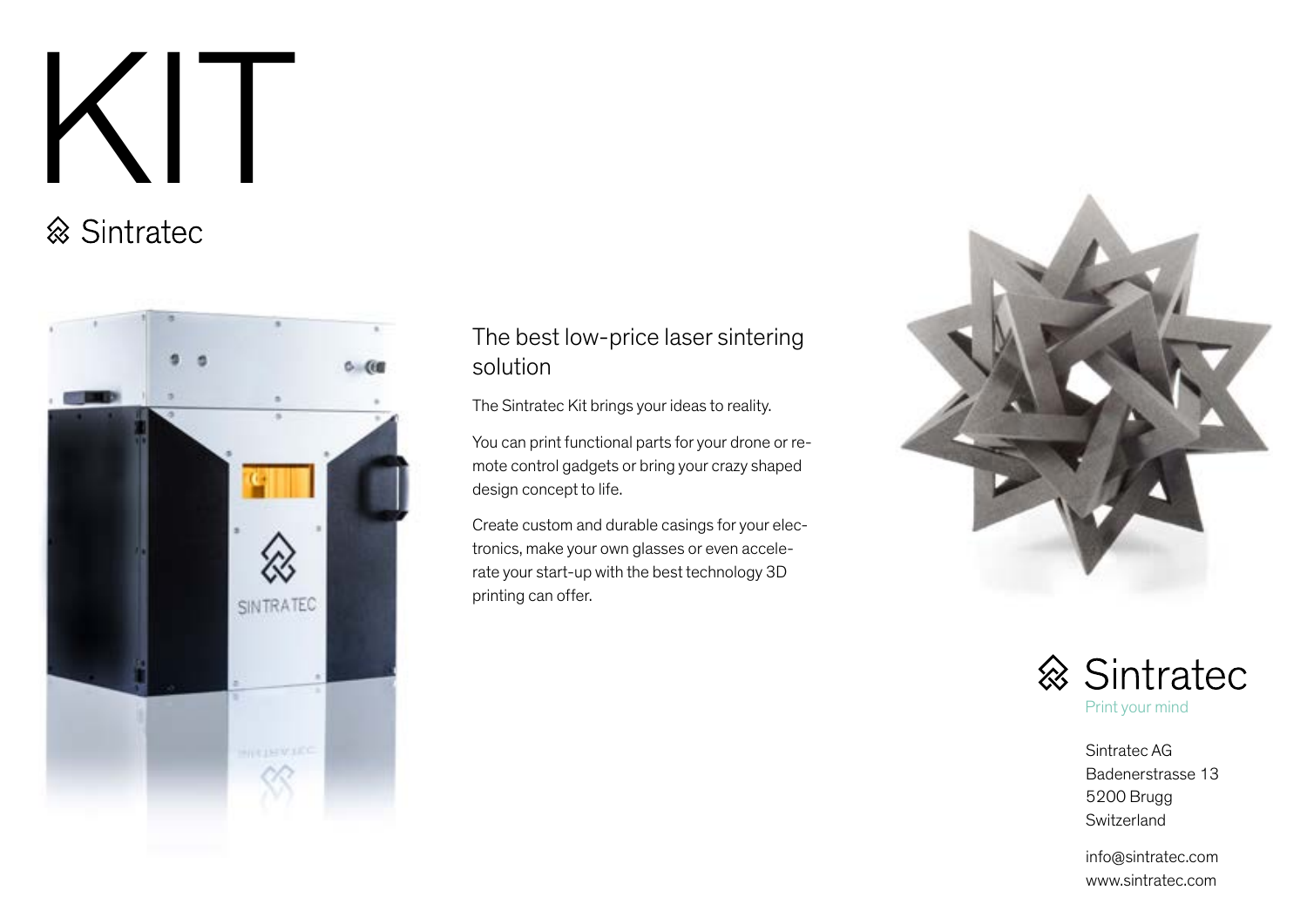# KIT

Sintratec

## The best low-price laser sintering solution

The Sintratec Kit brings your ideas to reality.

You can print functional parts for your drone or remote control gadgets or bring your crazy shaped design concept to life.

Create custom and durable casings for your electronics, make your own glasses or even accelerate your start-up with the best technology 3D printing can offer.

Sintratec
Print your mind

Sintratec AG
Badenerstrasse 13
5200 Brugg
Switzerland

info@sintratec.com
www.sintratec.com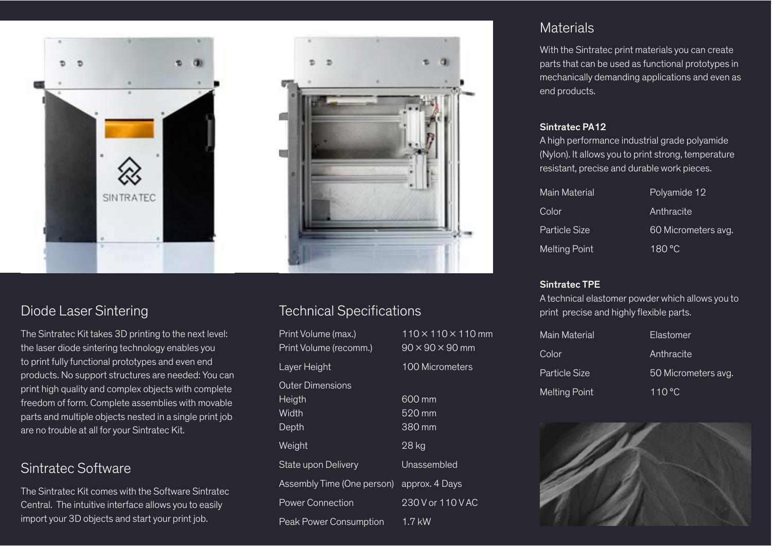## Diode Laser Sintering

The Sintratec Kit takes 3D printing to the next level: the laser diode sintering technology enables you to print fully functional prototypes and even end products. No support structures are needed: You can print high quality and complex objects with complete freedom of form. Complete assemblies with movable parts and multiple objects nested in a single print job are no trouble at all for your Sintratec Kit.

## Sintratec Software

The Sintratec Kit comes with the Software Sintratec Central. The intuitive interface allows you to easily import your 3D objects and start your print job.

## Technical Specifications

| | |
|---|---|
| Print Volume (max.) | 110 × 110 × 110 mm |
| Print Volume (recomm.) | 90 × 90 × 90 mm |
| Layer Height | 100 Micrometers |
| Outer Dimensions | |
| Heigth | 600 mm |
| Width | 520 mm |
| Depth | 380 mm |
| Weight | 28 kg |
| State upon Delivery | Unassembled |
| Assembly Time (One person) | approx. 4 Days |
| Power Connection | 230 V or 110 V AC |
| Peak Power Consumption | 1.7 kW |

## Materials

With the Sintratec print materials you can create parts that can be used as functional prototypes in mechanically demanding applications and even as end products.

### Sintratec PA12

A high performance industrial grade polyamide (Nylon). It allows you to print strong, temperature resistant, precise and durable work pieces.

| | |
|---|---|
| Main Material | Polyamide 12 |
| Color | Anthracite |
| Particle Size | 60 Micrometers avg. |
| Melting Point | 180 °C |

### Sintratec TPE

A technical elastomer powder which allows you to print precise and highly flexible parts.

| | |
|---|---|
| Main Material | Elastomer |
| Color | Anthracite |
| Particle Size | 50 Micrometers avg. |
| Melting Point | 110 °C |